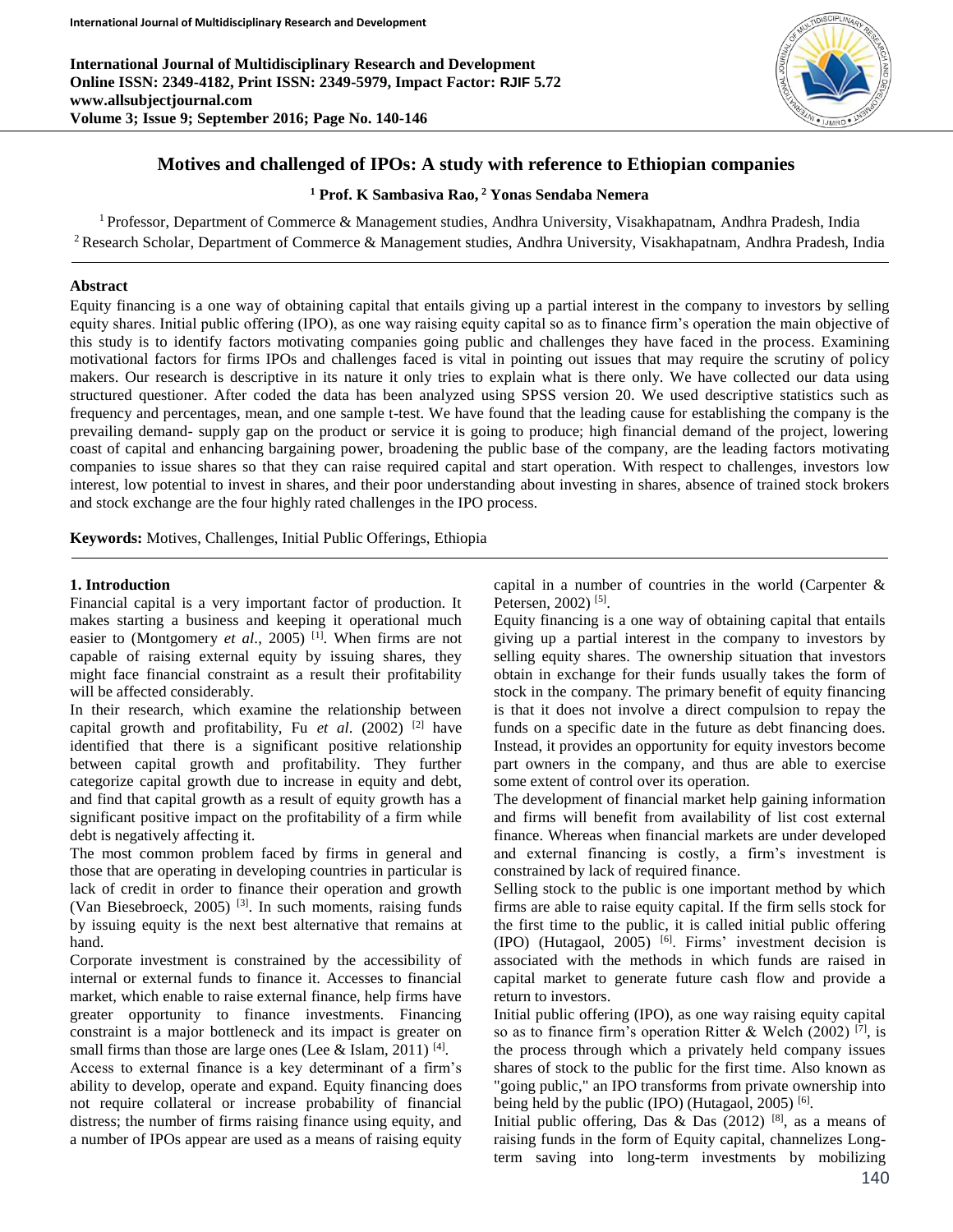# Motives and challenged of IPOs: A study with reference to Ethiopian companies

**[1] Prof. K Sambasiva Rao, [2] Yonas Sendaba Nemera**

[1] Professor, Department of Commerce & Management studies, Andhra University, Visakhapatnam, Andhra Pradesh, India
[2] Research Scholar, Department of Commerce & Management studies, Andhra University, Visakhapatnam, Andhra Pradesh, India

## Abstract

Equity financing is a one way of obtaining capital that entails giving up a partial interest in the company to investors by selling equity shares. Initial public offering (IPO), as one way raising equity capital so as to finance firm's operation the main objective of this study is to identify factors motivating companies going public and challenges they have faced in the process. Examining motivational factors for firms IPOs and challenges faced is vital in pointing out issues that may require the scrutiny of policy makers. Our research is descriptive in its nature it only tries to explain what is there only. We have collected our data using structured questioner. After coded the data has been analyzed using SPSS version 20. We used descriptive statistics such as frequency and percentages, mean, and one sample t-test. We have found that the leading cause for establishing the company is the prevailing demand- supply gap on the product or service it is going to produce; high financial demand of the project, lowering coast of capital and enhancing bargaining power, broadening the public base of the company, are the leading factors motivating companies to issue shares so that they can raise required capital and start operation. With respect to challenges, investors low interest, low potential to invest in shares, and their poor understanding about investing in shares, absence of trained stock brokers and stock exchange are the four highly rated challenges in the IPO process.

**Keywords:** Motives, Challenges, Initial Public Offerings, Ethiopia

## 1. Introduction

Financial capital is a very important factor of production. It makes starting a business and keeping it operational much easier to (Montgomery *et al*., 2005) [1]. When firms are not capable of raising external equity by issuing shares, they might face financial constraint as a result their profitability will be affected considerably.

In their research, which examine the relationship between capital growth and profitability, Fu *et al*. (2002) [2] have identified that there is a significant positive relationship between capital growth and profitability. They further categorize capital growth due to increase in equity and debt, and find that capital growth as a result of equity growth has a significant positive impact on the profitability of a firm while debt is negatively affecting it.

The most common problem faced by firms in general and those that are operating in developing countries in particular is lack of credit in order to finance their operation and growth (Van Biesebroeck, 2005) [3]. In such moments, raising funds by issuing equity is the next best alternative that remains at hand.

Corporate investment is constrained by the accessibility of internal or external funds to finance it. Accesses to financial market, which enable to raise external finance, help firms have greater opportunity to finance investments. Financing constraint is a major bottleneck and its impact is greater on small firms than those are large ones (Lee & Islam, 2011) [4].

Access to external finance is a key determinant of a firm's ability to develop, operate and expand. Equity financing does not require collateral or increase probability of financial distress; the number of firms raising finance using equity, and a number of IPOs appear are used as a means of raising equity capital in a number of countries in the world (Carpenter & Petersen, 2002) [5].

Equity financing is a one way of obtaining capital that entails giving up a partial interest in the company to investors by selling equity shares. The ownership situation that investors obtain in exchange for their funds usually takes the form of stock in the company. The primary benefit of equity financing is that it does not involve a direct compulsion to repay the funds on a specific date in the future as debt financing does. Instead, it provides an opportunity for equity investors become part owners in the company, and thus are able to exercise some extent of control over its operation.

The development of financial market help gaining information and firms will benefit from availability of list cost external finance. Whereas when financial markets are under developed and external financing is costly, a firm's investment is constrained by lack of required finance.

Selling stock to the public is one important method by which firms are able to raise equity capital. If the firm sells stock for the first time to the public, it is called initial public offering (IPO) (Hutagaol, 2005) [6]. Firms' investment decision is associated with the methods in which funds are raised in capital market to generate future cash flow and provide a return to investors.

Initial public offering (IPO), as one way raising equity capital so as to finance firm's operation Ritter & Welch (2002) [7], is the process through which a privately held company issues shares of stock to the public for the first time. Also known as "going public," an IPO transforms from private ownership into being held by the public (IPO) (Hutagaol, 2005) [6].

Initial public offering, Das & Das (2012) [8], as a means of raising funds in the form of Equity capital, channelizes Long-term saving into long-term investments by mobilizing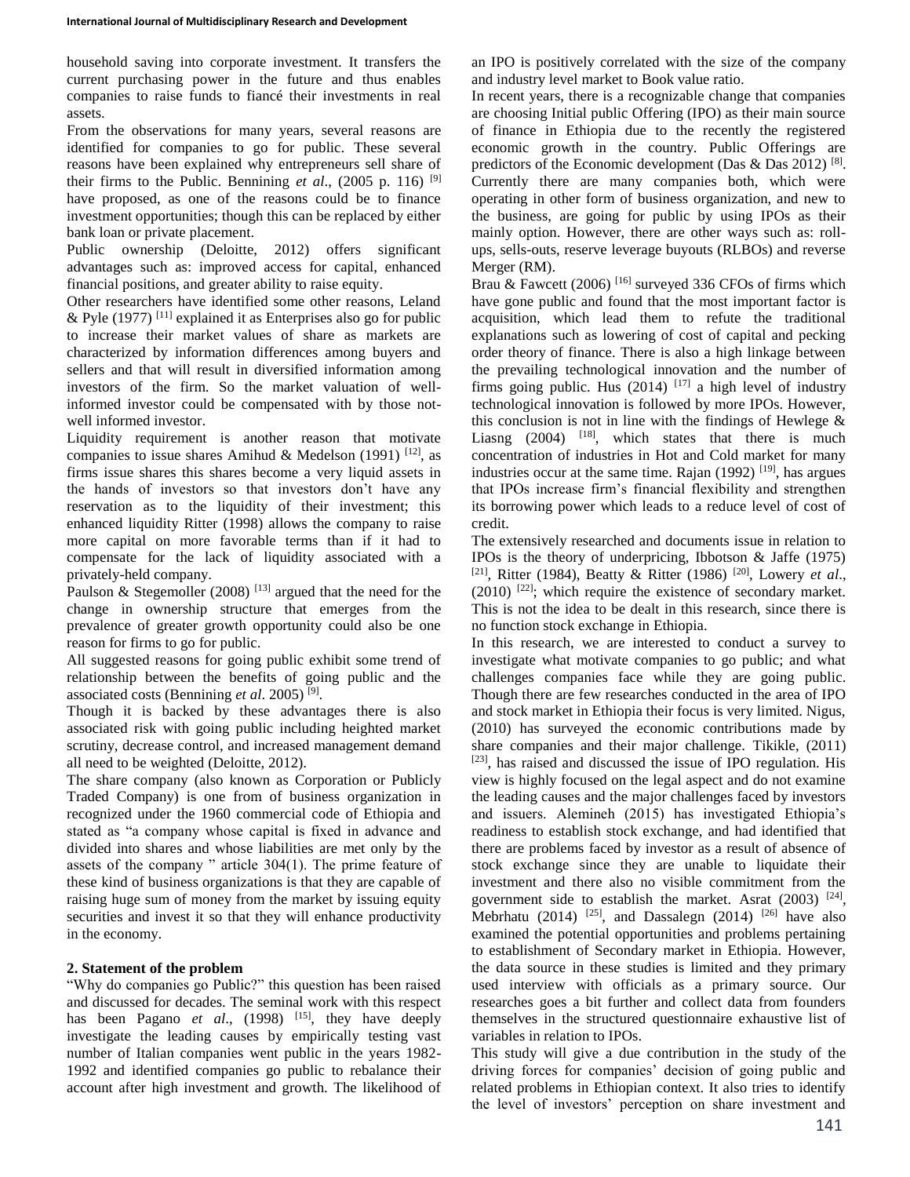household saving into corporate investment. It transfers the current purchasing power in the future and thus enables companies to raise funds to fiancé their investments in real assets.

From the observations for many years, several reasons are identified for companies to go for public. These several reasons have been explained why entrepreneurs sell share of their firms to the Public. Benning *et al*., (2005 p. 116) [9] have proposed, as one of the reasons could be to finance investment opportunities; though this can be replaced by either bank loan or private placement.

Public ownership (Deloitte, 2012) offers significant advantages such as: improved access for capital, enhanced financial positions, and greater ability to raise equity.

Other researchers have identified some other reasons, Leland & Pyle (1977) [11] explained it as Enterprises also go for public to increase their market values of share as markets are characterized by information differences among buyers and sellers and that will result in diversified information among investors of the firm. So the market valuation of well-informed investor could be compensated with by those not-well informed investor.

Liquidity requirement is another reason that motivate companies to issue shares Amihud & Medelson (1991) [12], as firms issue shares this shares become a very liquid assets in the hands of investors so that investors don't have any reservation as to the liquidity of their investment; this enhanced liquidity Ritter (1998) allows the company to raise more capital on more favorable terms than if it had to compensate for the lack of liquidity associated with a privately-held company.

Paulson & Stegemoller (2008) [13] argued that the need for the change in ownership structure that emerges from the prevalence of greater growth opportunity could also be one reason for firms to go for public.

All suggested reasons for going public exhibit some trend of relationship between the benefits of going public and the associated costs (Bennining *et al*. 2005) [9].

Though it is backed by these advantages there is also associated risk with going public including heighted market scrutiny, decrease control, and increased management demand all need to be weighted (Deloitte, 2012).

The share company (also known as Corporation or Publicly Traded Company) is one from of business organization in recognized under the 1960 commercial code of Ethiopia and stated as "a company whose capital is fixed in advance and divided into shares and whose liabilities are met only by the assets of the company " article 304(1). The prime feature of these kind of business organizations is that they are capable of raising huge sum of money from the market by issuing equity securities and invest it so that they will enhance productivity in the economy.

## 2. Statement of the problem

"Why do companies go Public?" this question has been raised and discussed for decades. The seminal work with this respect has been Pagano *et al*., (1998) [15], they have deeply investigate the leading causes by empirically testing vast number of Italian companies went public in the years 1982-1992 and identified companies go public to rebalance their account after high investment and growth. The likelihood of an IPO is positively correlated with the size of the company and industry level market to Book value ratio.

In recent years, there is a recognizable change that companies are choosing Initial public Offering (IPO) as their main source of finance in Ethiopia due to the recently the registered economic growth in the country. Public Offerings are predictors of the Economic development (Das & Das 2012) [8]. Currently there are many companies both, which were operating in other form of business organization, and new to the business, are going for public by using IPOs as their mainly option. However, there are other ways such as: roll-ups, sells-outs, reserve leverage buyouts (RLBOs) and reverse Merger (RM).

Brau & Fawcett (2006) [16] surveyed 336 CFOs of firms which have gone public and found that the most important factor is acquisition, which lead them to refute the traditional explanations such as lowering of cost of capital and pecking order theory of finance. There is also a high linkage between the prevailing technological innovation and the number of firms going public. Hus (2014) [17] a high level of industry technological innovation is followed by more IPOs. However, this conclusion is not in line with the findings of Hewlege & Liasng (2004) [18], which states that there is much concentration of industries in Hot and Cold market for many industries occur at the same time. Rajan (1992) [19], has argues that IPOs increase firm's financial flexibility and strengthen its borrowing power which leads to a reduce level of cost of credit.

The extensively researched and documents issue in relation to IPOs is the theory of underpricing, Ibbotson & Jaffe (1975) [21], Ritter (1984), Beatty & Ritter (1986) [20], Lowery *et al*., (2010) [22]; which require the existence of secondary market. This is not the idea to be dealt in this research, since there is no function stock exchange in Ethiopia.

In this research, we are interested to conduct a survey to investigate what motivate companies to go public; and what challenges companies face while they are going public. Though there are few researches conducted in the area of IPO and stock market in Ethiopia their focus is very limited. Nigus, (2010) has surveyed the economic contributions made by share companies and their major challenge. Tikikle, (2011) [23], has raised and discussed the issue of IPO regulation. His view is highly focused on the legal aspect and do not examine the leading causes and the major challenges faced by investors and issuers. Alemineh (2015) has investigated Ethiopia's readiness to establish stock exchange, and had identified that there are problems faced by investor as a result of absence of stock exchange since they are unable to liquidate their investment and there also no visible commitment from the government side to establish the market. Asrat (2003) [24], Mebrhatu (2014) [25], and Dassalegn (2014) [26] have also examined the potential opportunities and problems pertaining to establishment of Secondary market in Ethiopia. However, the data source in these studies is limited and they primary used interview with officials as a primary source. Our researches goes a bit further and collect data from founders themselves in the structured questionnaire exhaustive list of variables in relation to IPOs.

This study will give a due contribution in the study of the driving forces for companies' decision of going public and related problems in Ethiopian context. It also tries to identify the level of investors' perception on share investment and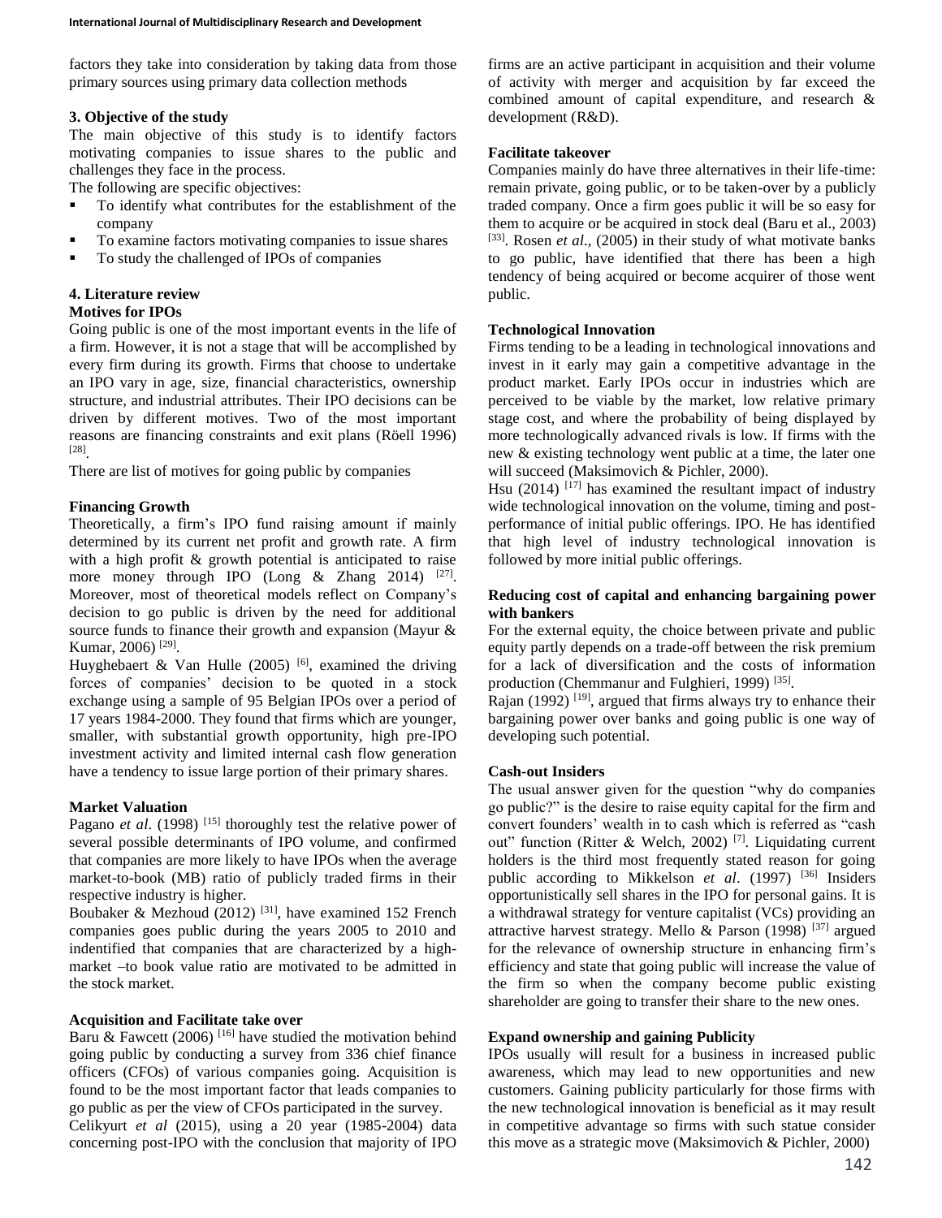factors they take into consideration by taking data from those primary sources using primary data collection methods

### 3. Objective of the study

The main objective of this study is to identify factors motivating companies to issue shares to the public and challenges they face in the process.

The following are specific objectives:

- To identify what contributes for the establishment of the company
- To examine factors motivating companies to issue shares
- To study the challenged of IPOs of companies

### 4. Literature review

**Motives for IPOs**

Going public is one of the most important events in the life of a firm. However, it is not a stage that will be accomplished by every firm during its growth. Firms that choose to undertake an IPO vary in age, size, financial characteristics, ownership structure, and industrial attributes. Their IPO decisions can be driven by different motives. Two of the most important reasons are financing constraints and exit plans (Röell 1996) [28].

There are list of motives for going public by companies

**Financing Growth**

Theoretically, a firm's IPO fund raising amount if mainly determined by its current net profit and growth rate. A firm with a high profit & growth potential is anticipated to raise more money through IPO (Long & Zhang 2014) [27]. Moreover, most of theoretical models reflect on Company's decision to go public is driven by the need for additional source funds to finance their growth and expansion (Mayur & Kumar, 2006) [29].

Huyghebaert & Van Hulle (2005) [6], examined the driving forces of companies' decision to be quoted in a stock exchange using a sample of 95 Belgian IPOs over a period of 17 years 1984-2000. They found that firms which are younger, smaller, with substantial growth opportunity, high pre-IPO investment activity and limited internal cash flow generation have a tendency to issue large portion of their primary shares.

**Market Valuation**

Pagano *et al*. (1998) [15] thoroughly test the relative power of several possible determinants of IPO volume, and confirmed that companies are more likely to have IPOs when the average market-to-book (MB) ratio of publicly traded firms in their respective industry is higher.

Boubaker & Mezhoud (2012) [31], have examined 152 French companies goes public during the years 2005 to 2010 and indentified that companies that are characterized by a high-market –to book value ratio are motivated to be admitted in the stock market.

**Acquisition and Facilitate take over**

Baru & Fawcett (2006) [16] have studied the motivation behind going public by conducting a survey from 336 chief finance officers (CFOs) of various companies going. Acquisition is found to be the most important factor that leads companies to go public as per the view of CFOs participated in the survey.

Celikyurt *et al* (2015), using a 20 year (1985-2004) data concerning post-IPO with the conclusion that majority of IPO firms are an active participant in acquisition and their volume of activity with merger and acquisition by far exceed the combined amount of capital expenditure, and research & development (R&D).

**Facilitate takeover**

Companies mainly do have three alternatives in their life-time: remain private, going public, or to be taken-over by a publicly traded company. Once a firm goes public it will be so easy for them to acquire or be acquired in stock deal (Baru et al., 2003) [33]. Rosen *et al*., (2005) in their study of what motivate banks to go public, have identified that there has been a high tendency of being acquired or become acquirer of those went public.

**Technological Innovation**

Firms tending to be a leading in technological innovations and invest in it early may gain a competitive advantage in the product market. Early IPOs occur in industries which are perceived to be viable by the market, low relative primary stage cost, and where the probability of being displayed by more technologically advanced rivals is low. If firms with the new & existing technology went public at a time, the later one will succeed (Maksimovich & Pichler, 2000).

Hsu (2014) [17] has examined the resultant impact of industry wide technological innovation on the volume, timing and post-performance of initial public offerings. IPO. He has identified that high level of industry technological innovation is followed by more initial public offerings.

**Reducing cost of capital and enhancing bargaining power with bankers**

For the external equity, the choice between private and public equity partly depends on a trade-off between the risk premium for a lack of diversification and the costs of information production (Chemmanur and Fulghieri, 1999) [35].

Rajan (1992) [19], argued that firms always try to enhance their bargaining power over banks and going public is one way of developing such potential.

**Cash-out Insiders**

The usual answer given for the question "why do companies go public?" is the desire to raise equity capital for the firm and convert founders' wealth in to cash which is referred as "cash out" function (Ritter & Welch, 2002) [7]. Liquidating current holders is the third most frequently stated reason for going public according to Mikkelson *et al*. (1997) [36] Insiders opportunistically sell shares in the IPO for personal gains. It is a withdrawal strategy for venture capitalist (VCs) providing an attractive harvest strategy. Mello & Parson (1998) [37] argued for the relevance of ownership structure in enhancing firm's efficiency and state that going public will increase the value of the firm so when the company become public existing shareholder are going to transfer their share to the new ones.

**Expand ownership and gaining Publicity**

IPOs usually will result for a business in increased public awareness, which may lead to new opportunities and new customers. Gaining publicity particularly for those firms with the new technological innovation is beneficial as it may result in competitive advantage so firms with such statue consider this move as a strategic move (Maksimovich & Pichler, 2000)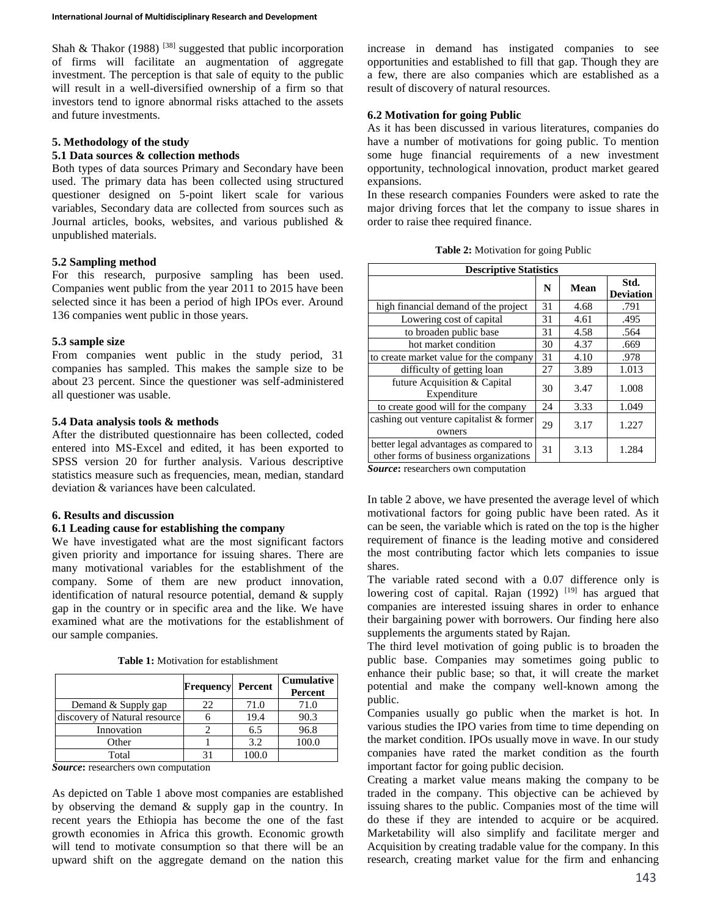Shah & Thakor (1988) [38] suggested that public incorporation of firms will facilitate an augmentation of aggregate investment. The perception is that sale of equity to the public will result in a well-diversified ownership of a firm so that investors tend to ignore abnormal risks attached to the assets and future investments.

## 5. Methodology of the study

### 5.1 Data sources & collection methods

Both types of data sources Primary and Secondary have been used. The primary data has been collected using structured questioner designed on 5-point likert scale for various variables, Secondary data are collected from sources such as Journal articles, books, websites, and various published & unpublished materials.

### 5.2 Sampling method

For this research, purposive sampling has been used. Companies went public from the year 2011 to 2015 have been selected since it has been a period of high IPOs ever. Around 136 companies went public in those years.

### 5.3 sample size

From companies went public in the study period, 31 companies has sampled. This makes the sample size to be about 23 percent. Since the questioner was self-administered all questioner was usable.

### 5.4 Data analysis tools & methods

After the distributed questionnaire has been collected, coded entered into MS-Excel and edited, it has been exported to SPSS version 20 for further analysis. Various descriptive statistics measure such as frequencies, mean, median, standard deviation & variances have been calculated.

## 6. Results and discussion

### 6.1 Leading cause for establishing the company

We have investigated what are the most significant factors given priority and importance for issuing shares. There are many motivational variables for the establishment of the company. Some of them are new product innovation, identification of natural resource potential, demand & supply gap in the country or in specific area and the like. We have examined what are the motivations for the establishment of our sample companies.

**Table 1:** Motivation for establishment

| | Frequency | Percent | Cumulative Percent |
|---|---|---|---|
| Demand & Supply gap | 22 | 71.0 | 71.0 |
| discovery of Natural resource | 6 | 19.4 | 90.3 |
| Innovation | 2 | 6.5 | 96.8 |
| Other | 1 | 3.2 | 100.0 |
| Total | 31 | 100.0 | |

***Source*:** researchers own computation

As depicted on Table 1 above most companies are established by observing the demand & supply gap in the country. In recent years the Ethiopia has become the one of the fast growth economies in Africa this growth. Economic growth will tend to motivate consumption so that there will be an upward shift on the aggregate demand on the nation this increase in demand has instigated companies to see opportunities and established to fill that gap. Though they are a few, there are also companies which are established as a result of discovery of natural resources.

### 6.2 Motivation for going Public

As it has been discussed in various literatures, companies do have a number of motivations for going public. To mention some huge financial requirements of a new investment opportunity, technological innovation, product market geared expansions.

In these research companies Founders were asked to rate the major driving forces that let the company to issue shares in order to raise thee required finance.

**Table 2:** Motivation for going Public

| Descriptive Statistics | | | |
|---|---|---|---|
| | N | Mean | Std. Deviation |
| high financial demand of the project | 31 | 4.68 | .791 |
| Lowering cost of capital | 31 | 4.61 | .495 |
| to broaden public base | 31 | 4.58 | .564 |
| hot market condition | 30 | 4.37 | .669 |
| to create market value for the company | 31 | 4.10 | .978 |
| difficulty of getting loan | 27 | 3.89 | 1.013 |
| future Acquisition & Capital Expenditure | 30 | 3.47 | 1.008 |
| to create good will for the company | 24 | 3.33 | 1.049 |
| cashing out venture capitalist & former owners | 29 | 3.17 | 1.227 |
| better legal advantages as compared to other forms of business organizations | 31 | 3.13 | 1.284 |

***Source*:** researchers own computation

In table 2 above, we have presented the average level of which motivational factors for going public have been rated. As it can be seen, the variable which is rated on the top is the higher requirement of finance is the leading motive and considered the most contributing factor which lets companies to issue shares.

The variable rated second with a 0.07 difference only is lowering cost of capital. Rajan (1992) [19] has argued that companies are interested issuing shares in order to enhance their bargaining power with borrowers. Our finding here also supplements the arguments stated by Rajan.

The third level motivation of going public is to broaden the public base. Companies may sometimes going public to enhance their public base; so that, it will create the market potential and make the company well-known among the public.

Companies usually go public when the market is hot. In various studies the IPO varies from time to time depending on the market condition. IPOs usually move in wave. In our study companies have rated the market condition as the fourth important factor for going public decision.

Creating a market value means making the company to be traded in the company. This objective can be achieved by issuing shares to the public. Companies most of the time will do these if they are intended to acquire or be acquired. Marketability will also simplify and facilitate merger and Acquisition by creating tradable value for the company. In this research, creating market value for the firm and enhancing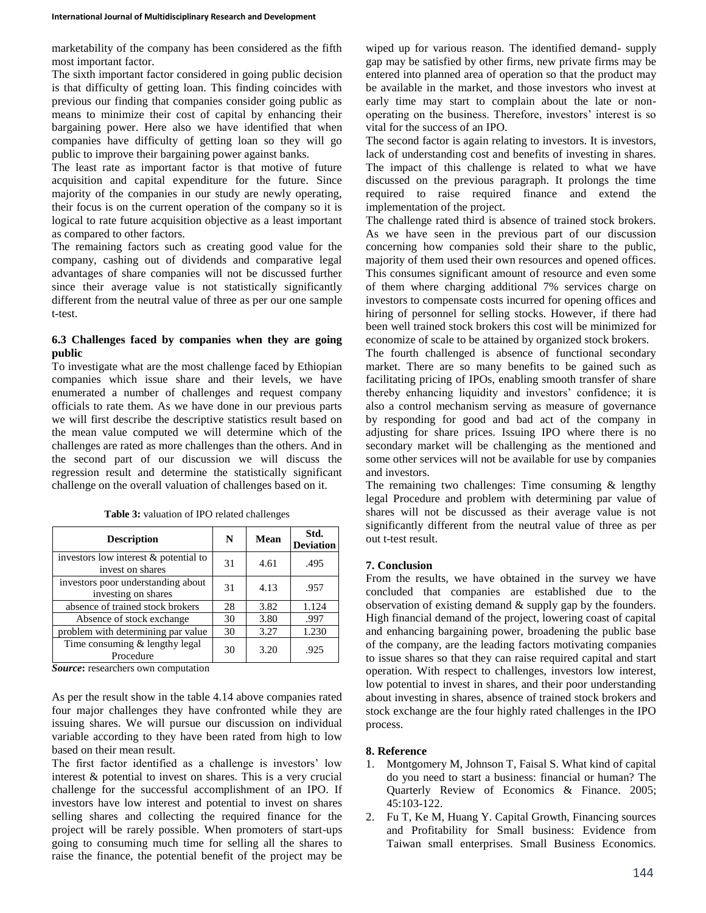marketability of the company has been considered as the fifth most important factor.

The sixth important factor considered in going public decision is that difficulty of getting loan. This finding coincides with previous our finding that companies consider going public as means to minimize their cost of capital by enhancing their bargaining power. Here also we have identified that when companies have difficulty of getting loan so they will go public to improve their bargaining power against banks.

The least rate as important factor is that motive of future acquisition and capital expenditure for the future. Since majority of the companies in our study are newly operating, their focus is on the current operation of the company so it is logical to rate future acquisition objective as a least important as compared to other factors.

The remaining factors such as creating good value for the company, cashing out of dividends and comparative legal advantages of share companies will not be discussed further since their average value is not statistically significantly different from the neutral value of three as per our one sample t-test.

### 6.3 Challenges faced by companies when they are going public

To investigate what are the most challenge faced by Ethiopian companies which issue share and their levels, we have enumerated a number of challenges and request company officials to rate them. As we have done in our previous parts we will first describe the descriptive statistics result based on the mean value computed we will determine which of the challenges are rated as more challenges than the others. And in the second part of our discussion we will discuss the regression result and determine the statistically significant challenge on the overall valuation of challenges based on it.

**Table 3:** valuation of IPO related challenges

| Description | N | Mean | Std. Deviation |
|---|---|---|---|
| investors low interest & potential to invest on shares | 31 | 4.61 | .495 |
| investors poor understanding about investing on shares | 31 | 4.13 | .957 |
| absence of trained stock brokers | 28 | 3.82 | 1.124 |
| Absence of stock exchange | 30 | 3.80 | .997 |
| problem with determining par value | 30 | 3.27 | 1.230 |
| Time consuming & lengthy legal Procedure | 30 | 3.20 | .925 |

***Source*:** researchers own computation

As per the result show in the table 4.14 above companies rated four major challenges they have confronted while they are issuing shares. We will pursue our discussion on individual variable according to they have been rated from high to low based on their mean result.

The first factor identified as a challenge is investors' low interest & potential to invest on shares. This is a very crucial challenge for the successful accomplishment of an IPO. If investors have low interest and potential to invest on shares selling shares and collecting the required finance for the project will be rarely possible. When promoters of start-ups going to consuming much time for selling all the shares to raise the finance, the potential benefit of the project may be wiped up for various reason. The identified demand- supply gap may be satisfied by other firms, new private firms may be entered into planned area of operation so that the product may be available in the market, and those investors who invest at early time may start to complain about the late or non-operating on the business. Therefore, investors' interest is so vital for the success of an IPO.

The second factor is again relating to investors. It is investors, lack of understanding cost and benefits of investing in shares. The impact of this challenge is related to what we have discussed on the previous paragraph. It prolongs the time required to raise required finance and extend the implementation of the project.

The challenge rated third is absence of trained stock brokers. As we have seen in the previous part of our discussion concerning how companies sold their share to the public, majority of them used their own resources and opened offices. This consumes significant amount of resource and even some of them where charging additional 7% services charge on investors to compensate costs incurred for opening offices and hiring of personnel for selling stocks. However, if there had been well trained stock brokers this cost will be minimized for economize of scale to be attained by organized stock brokers.

The fourth challenged is absence of functional secondary market. There are so many benefits to be gained such as facilitating pricing of IPOs, enabling smooth transfer of share thereby enhancing liquidity and investors' confidence; it is also a control mechanism serving as measure of governance by responding for good and bad act of the company in adjusting for share prices. Issuing IPO where there is no secondary market will be challenging as the mentioned and some other services will not be available for use by companies and investors.

The remaining two challenges: Time consuming & lengthy legal Procedure and problem with determining par value of shares will not be discussed as their average value is not significantly different from the neutral value of three as per out t-test result.

## 7. Conclusion

From the results, we have obtained in the survey we have concluded that companies are established due to the observation of existing demand & supply gap by the founders. High financial demand of the project, lowering coast of capital and enhancing bargaining power, broadening the public base of the company, are the leading factors motivating companies to issue shares so that they can raise required capital and start operation. With respect to challenges, investors low interest, low potential to invest in shares, and their poor understanding about investing in shares, absence of trained stock brokers and stock exchange are the four highly rated challenges in the IPO process.

## 8. Reference

1. Montgomery M, Johnson T, Faisal S. What kind of capital do you need to start a business: financial or human? The Quarterly Review of Economics & Finance. 2005; 45:103-122.
2. Fu T, Ke M, Huang Y. Capital Growth, Financing sources and Profitability for Small business: Evidence from Taiwan small enterprises. Small Business Economics.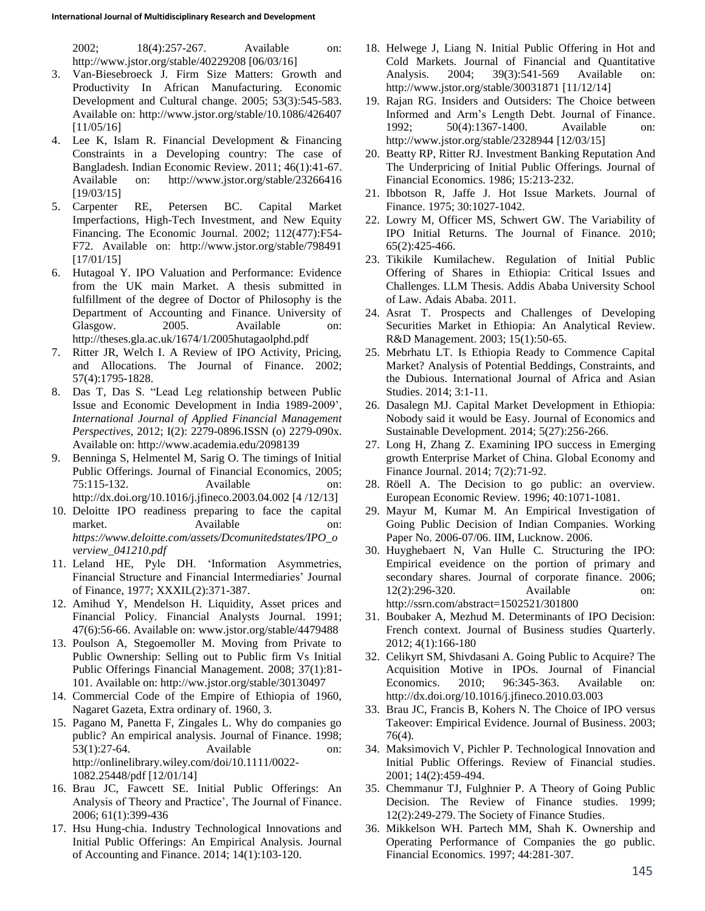2002; 18(4):257-267. Available on: http://www.jstor.org/stable/40229208 [06/03/16]

3. Van-Biesebroeck J. Firm Size Matters: Growth and Productivity In African Manufacturing. Economic Development and Cultural change. 2005; 53(3):545-583. Available on: http://www.jstor.org/stable/10.1086/426407 [11/05/16]
4. Lee K, Islam R. Financial Development & Financing Constraints in a Developing country: The case of Bangladesh. Indian Economic Review. 2011; 46(1):41-67. Available on: http://www.jstor.org/stable/23266416 [19/03/15]
5. Carpenter RE, Petersen BC. Capital Market Imperfactions, High-Tech Investment, and New Equity Financing. The Economic Journal. 2002; 112(477):F54-F72. Available on: http://www.jstor.org/stable/798491 [17/01/15]
6. Hutagoal Y. IPO Valuation and Performance: Evidence from the UK main Market. A thesis submitted in fulfillment of the degree of Doctor of Philosophy is the Department of Accounting and Finance. University of Glasgow. 2005. Available on: http://theses.gla.ac.uk/1674/1/2005hutagaolphd.pdf
7. Ritter JR, Welch I. A Review of IPO Activity, Pricing, and Allocations. The Journal of Finance. 2002; 57(4):1795-1828.
8. Das T, Das S. "Lead Leg relationship between Public Issue and Economic Development in India 1989-2009', *International Journal of Applied Financial Management Perspectives,* 2012; I(2): 2279-0896.ISSN (o) 2279-090x. Available on: http://www.academia.edu/2098139
9. Benninga S, Helmentel M, Sarig O. The timings of Initial Public Offerings. Journal of Financial Economics, 2005; 75:115-132. Available on: http://dx.doi.org/10.1016/j.jfineco.2003.04.002 [4 /12/13]
10. Deloitte IPO readiness preparing to face the capital market. Available on: *https://www.deloitte.com/assets/Dcomunitedstates/IPO_overview_041210.pdf*
11. Leland HE, Pyle DH. 'Information Asymmetries, Financial Structure and Financial Intermediaries' Journal of Finance, 1977; XXXIL(2):371-387.
12. Amihud Y, Mendelson H. Liquidity, Asset prices and Financial Policy. Financial Analysts Journal. 1991; 47(6):56-66. Available on: www.jstor.org/stable/4479488
13. Poulson A, Stegoemoller M. Moving from Private to Public Ownership: Selling out to Public firm Vs Initial Public Offerings Financial Management. 2008; 37(1):81-101. Available on: http://ww.jstor.org/stable/30130497
14. Commercial Code of the Empire of Ethiopia of 1960, Nagaret Gazeta, Extra ordinary of. 1960, 3.
15. Pagano M, Panetta F, Zingales L. Why do companies go public? An empirical analysis. Journal of Finance. 1998; 53(1):27-64. Available on: http://onlinelibrary.wiley.com/doi/10.1111/0022-1082.25448/pdf [12/01/14]
16. Brau JC, Fawcett SE. Initial Public Offerings: An Analysis of Theory and Practice', The Journal of Finance. 2006; 61(1):399-436
17. Hsu Hung-chia. Industry Technological Innovations and Initial Public Offerings: An Empirical Analysis. Journal of Accounting and Finance. 2014; 14(1):103-120.
18. Helwege J, Liang N. Initial Public Offering in Hot and Cold Markets. Journal of Financial and Quantitative Analysis. 2004; 39(3):541-569 Available on: http://www.jstor.org/stable/30031871 [11/12/14]
19. Rajan RG. Insiders and Outsiders: The Choice between Informed and Arm's Length Debt. Journal of Finance. 1992; 50(4):1367-1400. Available on: http://www.jstor.org/stable/2328944 [12/03/15]
20. Beatty RP, Ritter RJ. Investment Banking Reputation And The Underpricing of Initial Public Offerings. Journal of Financial Economics. 1986; 15:213-232.
21. Ibbotson R, Jaffe J. Hot Issue Markets. Journal of Finance. 1975; 30:1027-1042.
22. Lowry M, Officer MS, Schwert GW. The Variability of IPO Initial Returns. The Journal of Finance. 2010; 65(2):425-466.
23. Tikikile Kumilachew. Regulation of Initial Public Offering of Shares in Ethiopia: Critical Issues and Challenges. LLM Thesis. Addis Ababa University School of Law. Adais Ababa. 2011.
24. Asrat T. Prospects and Challenges of Developing Securities Market in Ethiopia: An Analytical Review. R&D Management. 2003; 15(1):50-65.
25. Mebrhatu LT. Is Ethiopia Ready to Commence Capital Market? Analysis of Potential Beddings, Constraints, and the Dubious. International Journal of Africa and Asian Studies. 2014; 3:1-11.
26. Dasalegn MJ. Capital Market Development in Ethiopia: Nobody said it would be Easy. Journal of Economics and Sustainable Development. 2014; 5(27):256-266.
27. Long H, Zhang Z. Examining IPO success in Emerging growth Enterprise Market of China. Global Economy and Finance Journal. 2014; 7(2):71-92.
28. Röell A. The Decision to go public: an overview. European Economic Review. 1996; 40:1071-1081.
29. Mayur M, Kumar M. An Empirical Investigation of Going Public Decision of Indian Companies. Working Paper No. 2006-07/06. IIM, Lucknow. 2006.
30. Huyghebaert N, Van Hulle C. Structuring the IPO: Empirical eveidence on the portion of primary and secondary shares. Journal of corporate finance. 2006; 12(2):296-320. Available on: http://ssrn.com/abstract=1502521/301800
31. Boubaker A, Mezhud M. Determinants of IPO Decision: French context. Journal of Business studies Quarterly. 2012; 4(1):166-180
32. Celikyrt SM, Shivdasani A. Going Public to Acquire? The Acquisition Motive in IPOs. Journal of Financial Economics. 2010; 96:345-363. Available on: http://dx.doi.org/10.1016/j.jfineco.2010.03.003
33. Brau JC, Francis B, Kohers N. The Choice of IPO versus Takeover: Empirical Evidence. Journal of Business. 2003; 76(4).
34. Maksimovich V, Pichler P. Technological Innovation and Initial Public Offerings. Review of Financial studies. 2001; 14(2):459-494.
35. Chemmanur TJ, Fulghnier P. A Theory of Going Public Decision. The Review of Finance studies. 1999; 12(2):249-279. The Society of Finance Studies.
36. Mikkelson WH. Partech MM, Shah K. Ownership and Operating Performance of Companies the go public. Financial Economics. 1997; 44:281-307.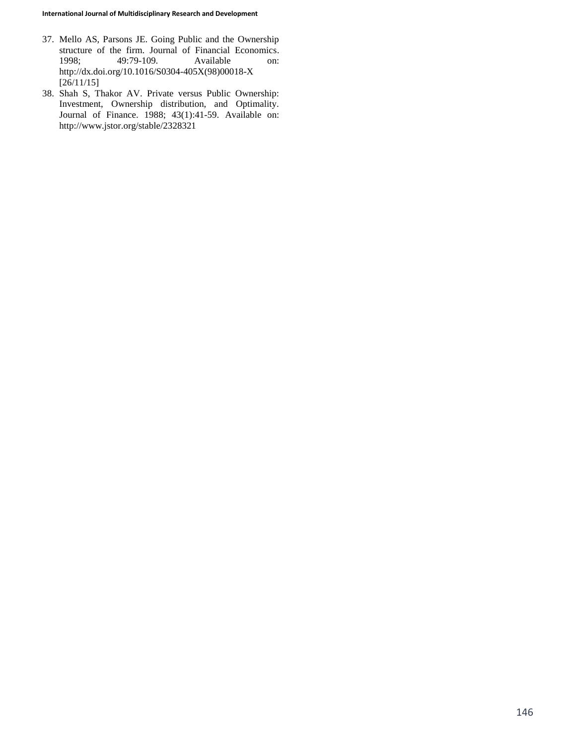37. Mello AS, Parsons JE. Going Public and the Ownership structure of the firm. Journal of Financial Economics. 1998; 49:79-109. Available on: http://dx.doi.org/10.1016/S0304-405X(98)00018-X [26/11/15]
38. Shah S, Thakor AV. Private versus Public Ownership: Investment, Ownership distribution, and Optimality. Journal of Finance. 1988; 43(1):41-59. Available on: http://www.jstor.org/stable/2328321